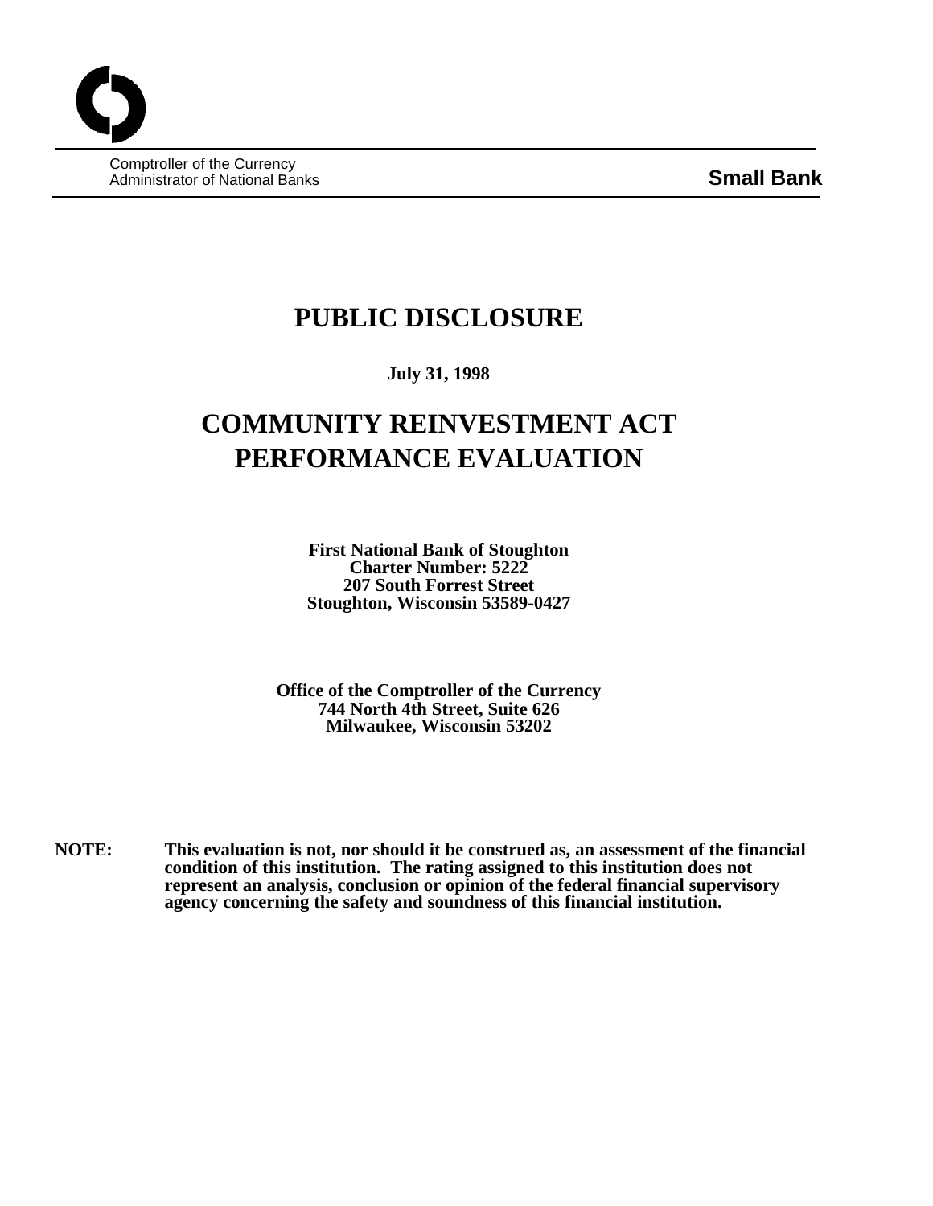Comptroller of the Currency
Administrator of National Banks

**Small Bank**

# PUBLIC DISCLOSURE

**July 31, 1998**

# COMMUNITY REINVESTMENT ACT PERFORMANCE EVALUATION

**First National Bank of Stoughton**
**Charter Number: 5222**
**207 South Forrest Street**
**Stoughton, Wisconsin 53589-0427**

**Office of the Comptroller of the Currency**
**744 North 4th Street, Suite 626**
**Milwaukee, Wisconsin 53202**

**NOTE:** **This evaluation is not, nor should it be construed as, an assessment of the financial condition of this institution. The rating assigned to this institution does not represent an analysis, conclusion or opinion of the federal financial supervisory agency concerning the safety and soundness of this financial institution.**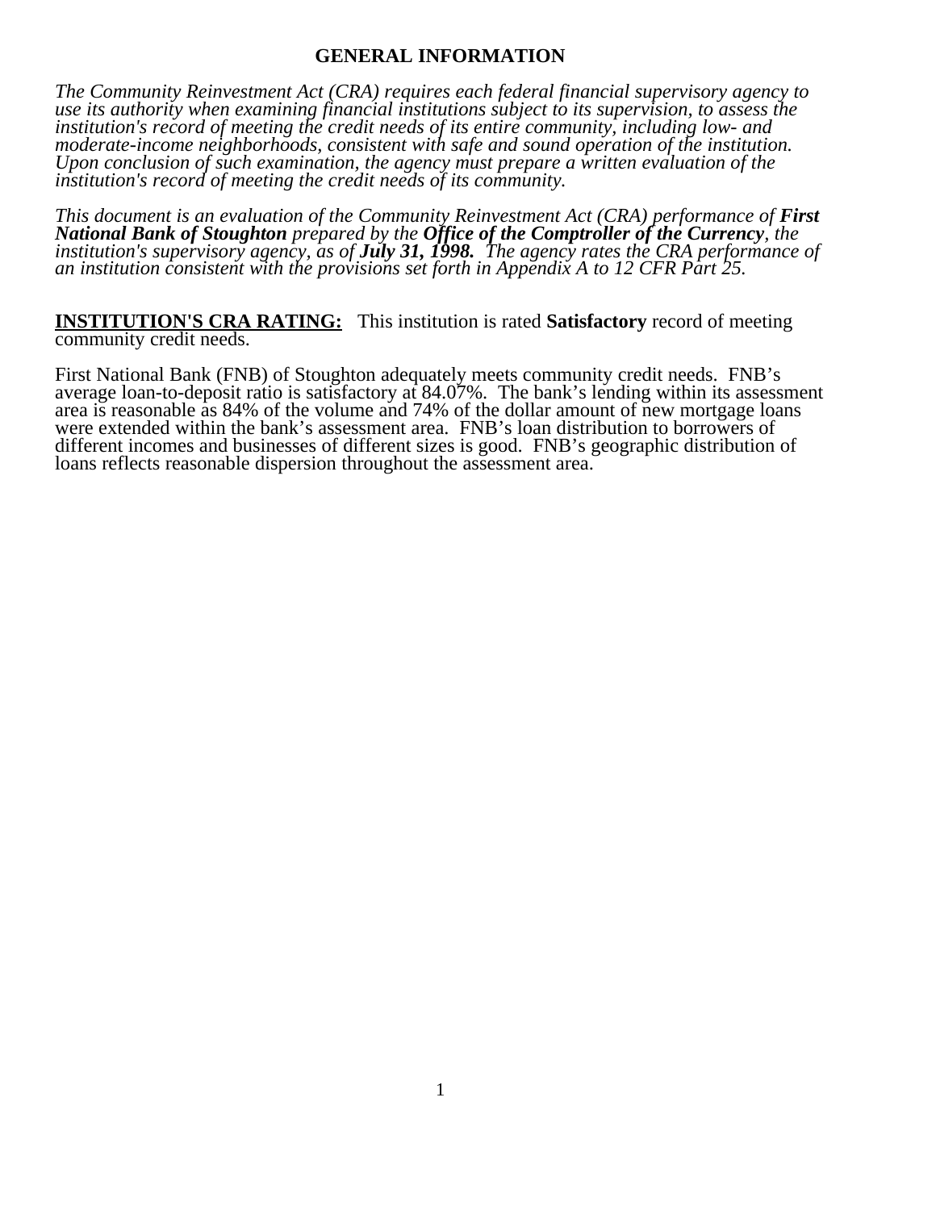## GENERAL INFORMATION

*The Community Reinvestment Act (CRA) requires each federal financial supervisory agency to use its authority when examining financial institutions subject to its supervision, to assess the institution's record of meeting the credit needs of its entire community, including low- and moderate-income neighborhoods, consistent with safe and sound operation of the institution. Upon conclusion of such examination, the agency must prepare a written evaluation of the institution's record of meeting the credit needs of its community.*

*This document is an evaluation of the Community Reinvestment Act (CRA) performance of **First National Bank of Stoughton** prepared by the **Office of the Comptroller of the Currency**, the institution's supervisory agency, as of **July 31, 1998.** The agency rates the CRA performance of an institution consistent with the provisions set forth in Appendix A to 12 CFR Part 25.*

**INSTITUTION'S CRA RATING:** This institution is rated **Satisfactory** record of meeting community credit needs.

First National Bank (FNB) of Stoughton adequately meets community credit needs. FNB's average loan-to-deposit ratio is satisfactory at 84.07%. The bank's lending within its assessment area is reasonable as 84% of the volume and 74% of the dollar amount of new mortgage loans were extended within the bank's assessment area. FNB's loan distribution to borrowers of different incomes and businesses of different sizes is good. FNB's geographic distribution of loans reflects reasonable dispersion throughout the assessment area.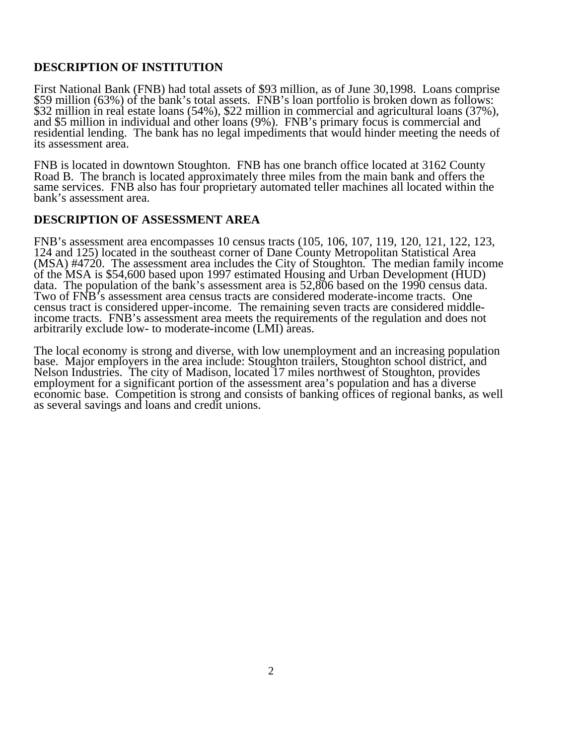## DESCRIPTION OF INSTITUTION

First National Bank (FNB) had total assets of $93 million, as of June 30,1998. Loans comprise $59 million (63%) of the bank's total assets. FNB's loan portfolio is broken down as follows: $32 million in real estate loans (54%), $22 million in commercial and agricultural loans (37%), and $5 million in individual and other loans (9%). FNB's primary focus is commercial and residential lending. The bank has no legal impediments that would hinder meeting the needs of its assessment area.

FNB is located in downtown Stoughton. FNB has one branch office located at 3162 County Road B. The branch is located approximately three miles from the main bank and offers the same services. FNB also has four proprietary automated teller machines all located within the bank's assessment area.

## DESCRIPTION OF ASSESSMENT AREA

FNB's assessment area encompasses 10 census tracts (105, 106, 107, 119, 120, 121, 122, 123, 124 and 125) located in the southeast corner of Dane County Metropolitan Statistical Area (MSA) #4720. The assessment area includes the City of Stoughton. The median family income of the MSA is $54,600 based upon 1997 estimated Housing and Urban Development (HUD) data. The population of the bank's assessment area is 52,806 based on the 1990 census data. Two of FNB's assessment area census tracts are considered moderate-income tracts. One census tract is considered upper-income. The remaining seven tracts are considered middle-income tracts. FNB's assessment area meets the requirements of the regulation and does not arbitrarily exclude low- to moderate-income (LMI) areas.

The local economy is strong and diverse, with low unemployment and an increasing population base. Major employers in the area include: Stoughton trailers, Stoughton school district, and Nelson Industries. The city of Madison, located 17 miles northwest of Stoughton, provides employment for a significant portion of the assessment area's population and has a diverse economic base. Competition is strong and consists of banking offices of regional banks, as well as several savings and loans and credit unions.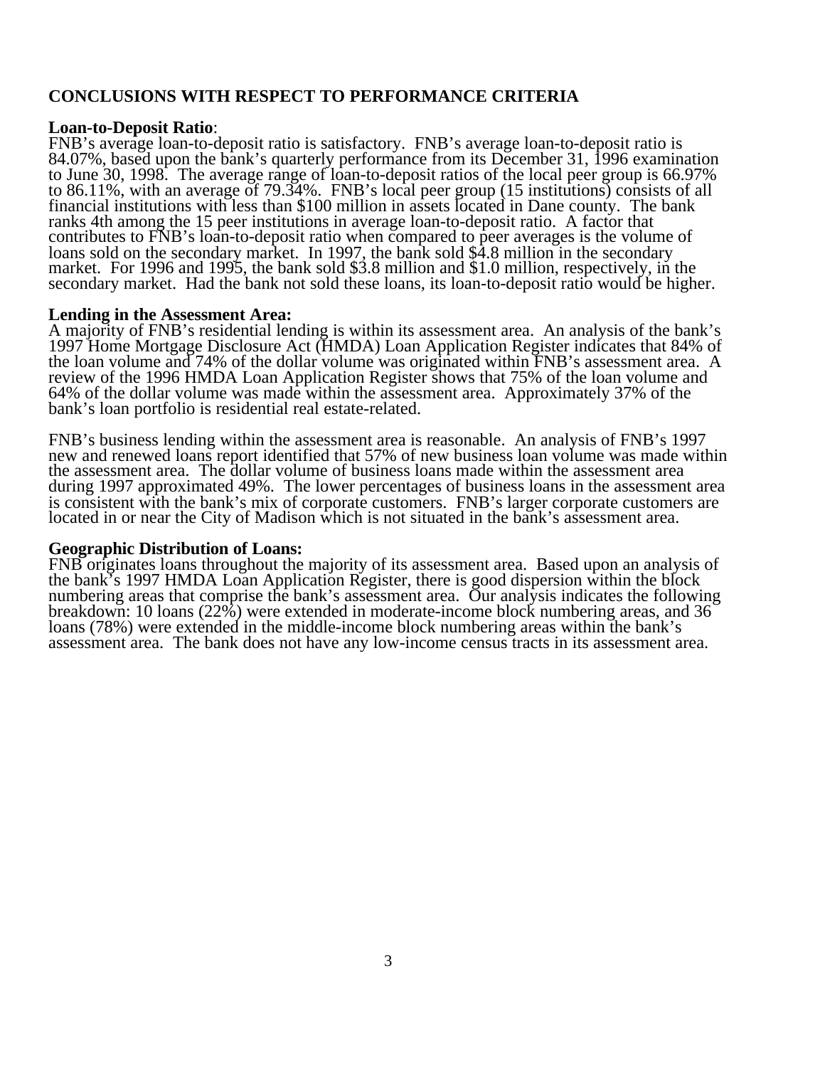## CONCLUSIONS WITH RESPECT TO PERFORMANCE CRITERIA

**Loan-to-Deposit Ratio**:
FNB's average loan-to-deposit ratio is satisfactory. FNB's average loan-to-deposit ratio is 84.07%, based upon the bank's quarterly performance from its December 31, 1996 examination to June 30, 1998. The average range of loan-to-deposit ratios of the local peer group is 66.97% to 86.11%, with an average of 79.34%. FNB's local peer group (15 institutions) consists of all financial institutions with less than $100 million in assets located in Dane county. The bank ranks 4th among the 15 peer institutions in average loan-to-deposit ratio. A factor that contributes to FNB's loan-to-deposit ratio when compared to peer averages is the volume of loans sold on the secondary market. In 1997, the bank sold $4.8 million in the secondary market. For 1996 and 1995, the bank sold $3.8 million and $1.0 million, respectively, in the secondary market. Had the bank not sold these loans, its loan-to-deposit ratio would be higher.

**Lending in the Assessment Area:**
A majority of FNB's residential lending is within its assessment area. An analysis of the bank's 1997 Home Mortgage Disclosure Act (HMDA) Loan Application Register indicates that 84% of the loan volume and 74% of the dollar volume was originated within FNB's assessment area. A review of the 1996 HMDA Loan Application Register shows that 75% of the loan volume and 64% of the dollar volume was made within the assessment area. Approximately 37% of the bank's loan portfolio is residential real estate-related.

FNB's business lending within the assessment area is reasonable. An analysis of FNB's 1997 new and renewed loans report identified that 57% of new business loan volume was made within the assessment area. The dollar volume of business loans made within the assessment area during 1997 approximated 49%. The lower percentages of business loans in the assessment area is consistent with the bank's mix of corporate customers. FNB's larger corporate customers are located in or near the City of Madison which is not situated in the bank's assessment area.

**Geographic Distribution of Loans:**
FNB originates loans throughout the majority of its assessment area. Based upon an analysis of the bank's 1997 HMDA Loan Application Register, there is good dispersion within the block numbering areas that comprise the bank's assessment area. Our analysis indicates the following breakdown: 10 loans (22%) were extended in moderate-income block numbering areas, and 36 loans (78%) were extended in the middle-income block numbering areas within the bank's assessment area. The bank does not have any low-income census tracts in its assessment area.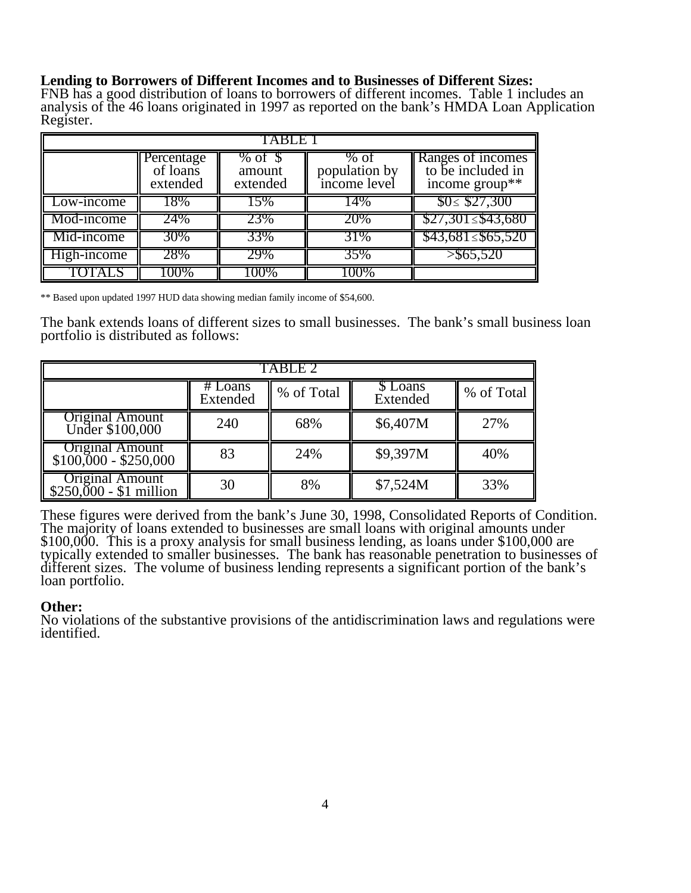**Lending to Borrowers of Different Incomes and to Businesses of Different Sizes:**
FNB has a good distribution of loans to borrowers of different incomes. Table 1 includes an analysis of the 46 loans originated in 1997 as reported on the bank's HMDA Loan Application Register.

| TABLE 1 | | | | |
|---|---|---|---|---|
| | Percentage of loans extended | % of $ amount extended | % of population by income level | Ranges of incomes to be included in income group** |
| Low-income | 18% | 15% | 14% | $0 ≤ $27,300 |
| Mod-income | 24% | 23% | 20% | $27,301 ≤ $43,680 |
| Mid-income | 30% | 33% | 31% | $43,681 ≤ $65,520 |
| High-income | 28% | 29% | 35% | >$65,520 |
| TOTALS | 100% | 100% | 100% | |

** Based upon updated 1997 HUD data showing median family income of $54,600.

The bank extends loans of different sizes to small businesses. The bank's small business loan portfolio is distributed as follows:

| TABLE 2 | | | | |
|---|---|---|---|---|
| | # Loans Extended | % of Total | $ Loans Extended | % of Total |
| Original Amount Under $100,000 | 240 | 68% | $6,407M | 27% |
| Original Amount $100,000 - $250,000 | 83 | 24% | $9,397M | 40% |
| Original Amount $250,000 - $1 million | 30 | 8% | $7,524M | 33% |

These figures were derived from the bank's June 30, 1998, Consolidated Reports of Condition. The majority of loans extended to businesses are small loans with original amounts under $100,000. This is a proxy analysis for small business lending, as loans under $100,000 are typically extended to smaller businesses. The bank has reasonable penetration to businesses of different sizes. The volume of business lending represents a significant portion of the bank's loan portfolio.

**Other:**
No violations of the substantive provisions of the antidiscrimination laws and regulations were identified.